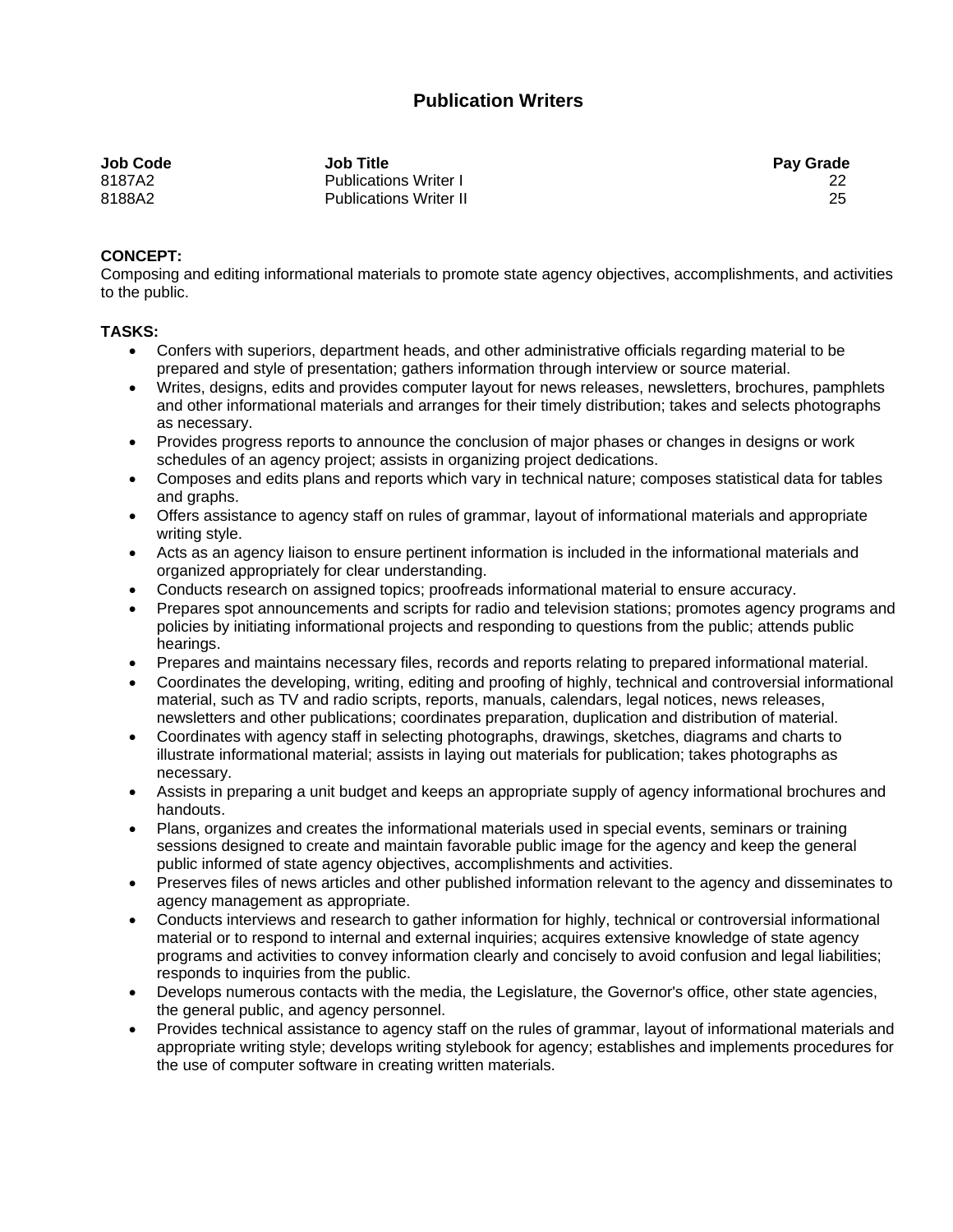# Publication Writers

| Job Code | Job Title | Pay Grade |
|---|---|---|
| 8187A2 | Publications Writer I | 22 |
| 8188A2 | Publications Writer II | 25 |

**CONCEPT:**
Composing and editing informational materials to promote state agency objectives, accomplishments, and activities to the public.

**TASKS:**

- Confers with superiors, department heads, and other administrative officials regarding material to be prepared and style of presentation; gathers information through interview or source material.
- Writes, designs, edits and provides computer layout for news releases, newsletters, brochures, pamphlets and other informational materials and arranges for their timely distribution; takes and selects photographs as necessary.
- Provides progress reports to announce the conclusion of major phases or changes in designs or work schedules of an agency project; assists in organizing project dedications.
- Composes and edits plans and reports which vary in technical nature; composes statistical data for tables and graphs.
- Offers assistance to agency staff on rules of grammar, layout of informational materials and appropriate writing style.
- Acts as an agency liaison to ensure pertinent information is included in the informational materials and organized appropriately for clear understanding.
- Conducts research on assigned topics; proofreads informational material to ensure accuracy.
- Prepares spot announcements and scripts for radio and television stations; promotes agency programs and policies by initiating informational projects and responding to questions from the public; attends public hearings.
- Prepares and maintains necessary files, records and reports relating to prepared informational material.
- Coordinates the developing, writing, editing and proofing of highly, technical and controversial informational material, such as TV and radio scripts, reports, manuals, calendars, legal notices, news releases, newsletters and other publications; coordinates preparation, duplication and distribution of material.
- Coordinates with agency staff in selecting photographs, drawings, sketches, diagrams and charts to illustrate informational material; assists in laying out materials for publication; takes photographs as necessary.
- Assists in preparing a unit budget and keeps an appropriate supply of agency informational brochures and handouts.
- Plans, organizes and creates the informational materials used in special events, seminars or training sessions designed to create and maintain favorable public image for the agency and keep the general public informed of state agency objectives, accomplishments and activities.
- Preserves files of news articles and other published information relevant to the agency and disseminates to agency management as appropriate.
- Conducts interviews and research to gather information for highly, technical or controversial informational material or to respond to internal and external inquiries; acquires extensive knowledge of state agency programs and activities to convey information clearly and concisely to avoid confusion and legal liabilities; responds to inquiries from the public.
- Develops numerous contacts with the media, the Legislature, the Governor's office, other state agencies, the general public, and agency personnel.
- Provides technical assistance to agency staff on the rules of grammar, layout of informational materials and appropriate writing style; develops writing stylebook for agency; establishes and implements procedures for the use of computer software in creating written materials.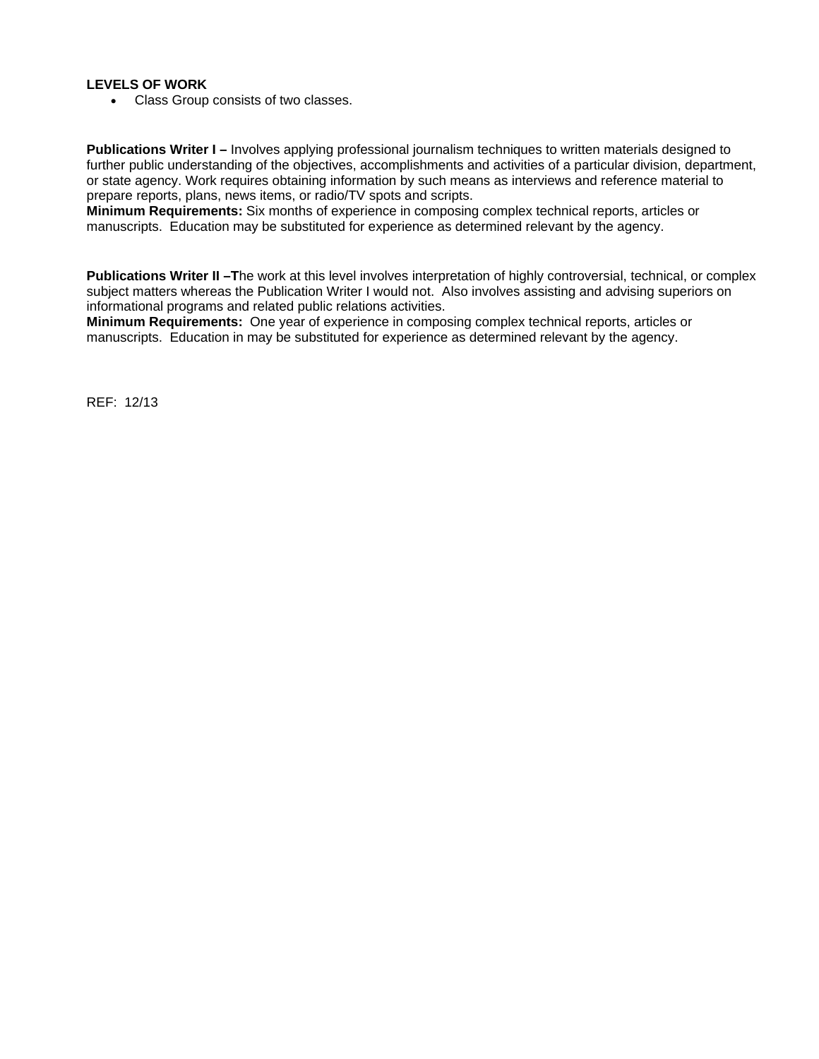**LEVELS OF WORK**

- Class Group consists of two classes.

**Publications Writer I –** Involves applying professional journalism techniques to written materials designed to further public understanding of the objectives, accomplishments and activities of a particular division, department, or state agency. Work requires obtaining information by such means as interviews and reference material to prepare reports, plans, news items, or radio/TV spots and scripts.
**Minimum Requirements:** Six months of experience in composing complex technical reports, articles or manuscripts. Education may be substituted for experience as determined relevant by the agency.

**Publications Writer II –T**he work at this level involves interpretation of highly controversial, technical, or complex subject matters whereas the Publication Writer I would not. Also involves assisting and advising superiors on informational programs and related public relations activities.
**Minimum Requirements:** One year of experience in composing complex technical reports, articles or manuscripts. Education in may be substituted for experience as determined relevant by the agency.

REF: 12/13